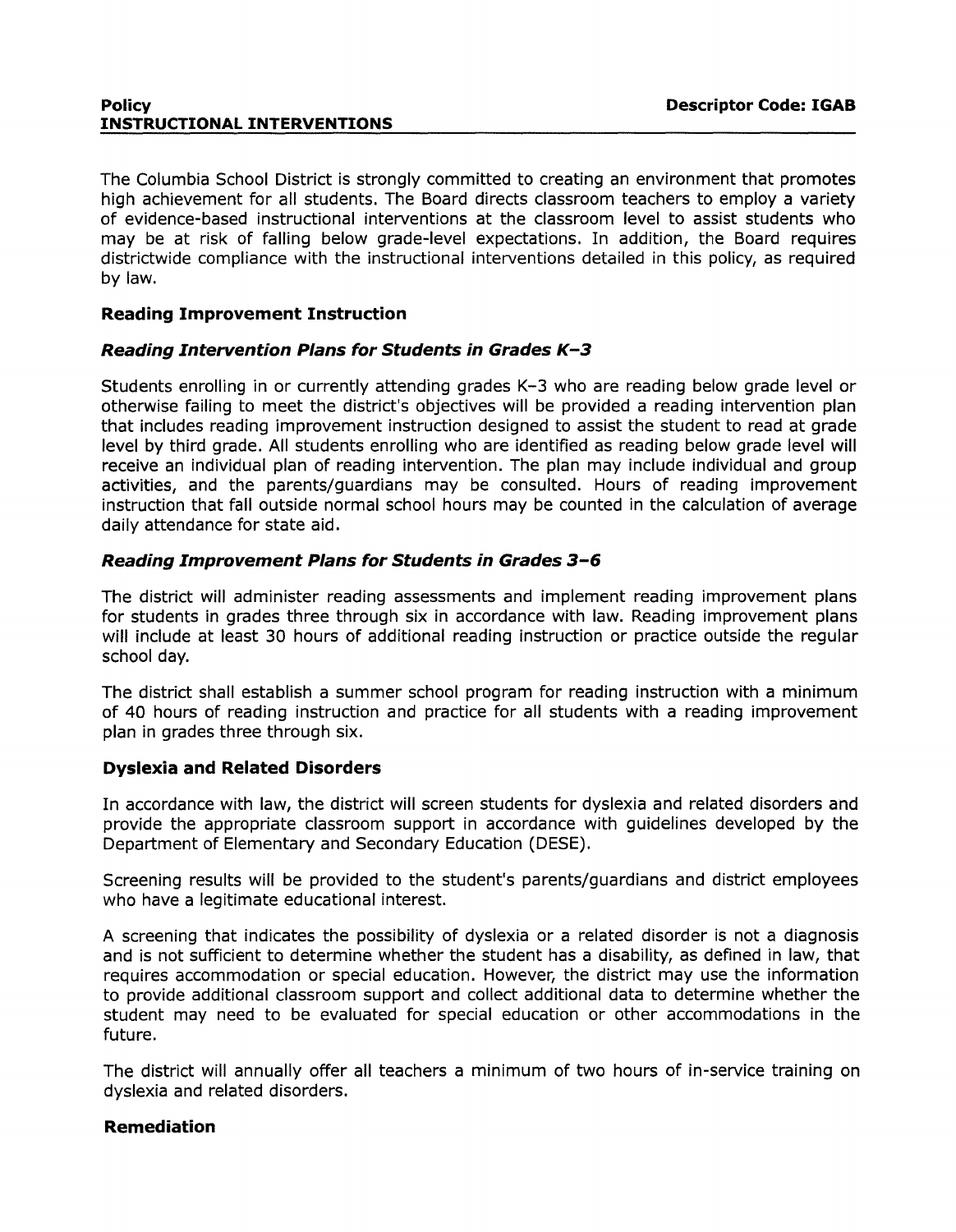**Policy** **Descriptor Code: IGAB**

# INSTRUCTIONAL INTERVENTIONS

The Columbia School District is strongly committed to creating an environment that promotes high achievement for all students. The Board directs classroom teachers to employ a variety of evidence-based instructional interventions at the classroom level to assist students who may be at risk of falling below grade-level expectations. In addition, the Board requires districtwide compliance with the instructional interventions detailed in this policy, as required by law.

## Reading Improvement Instruction

### *Reading Intervention Plans for Students in Grades K–3*

Students enrolling in or currently attending grades K–3 who are reading below grade level or otherwise failing to meet the district's objectives will be provided a reading intervention plan that includes reading improvement instruction designed to assist the student to read at grade level by third grade. All students enrolling who are identified as reading below grade level will receive an individual plan of reading intervention. The plan may include individual and group activities, and the parents/guardians may be consulted. Hours of reading improvement instruction that fall outside normal school hours may be counted in the calculation of average daily attendance for state aid.

### *Reading Improvement Plans for Students in Grades 3–6*

The district will administer reading assessments and implement reading improvement plans for students in grades three through six in accordance with law. Reading improvement plans will include at least 30 hours of additional reading instruction or practice outside the regular school day.

The district shall establish a summer school program for reading instruction with a minimum of 40 hours of reading instruction and practice for all students with a reading improvement plan in grades three through six.

## Dyslexia and Related Disorders

In accordance with law, the district will screen students for dyslexia and related disorders and provide the appropriate classroom support in accordance with guidelines developed by the Department of Elementary and Secondary Education (DESE).

Screening results will be provided to the student's parents/guardians and district employees who have a legitimate educational interest.

A screening that indicates the possibility of dyslexia or a related disorder is not a diagnosis and is not sufficient to determine whether the student has a disability, as defined in law, that requires accommodation or special education. However, the district may use the information to provide additional classroom support and collect additional data to determine whether the student may need to be evaluated for special education or other accommodations in the future.

The district will annually offer all teachers a minimum of two hours of in-service training on dyslexia and related disorders.

## Remediation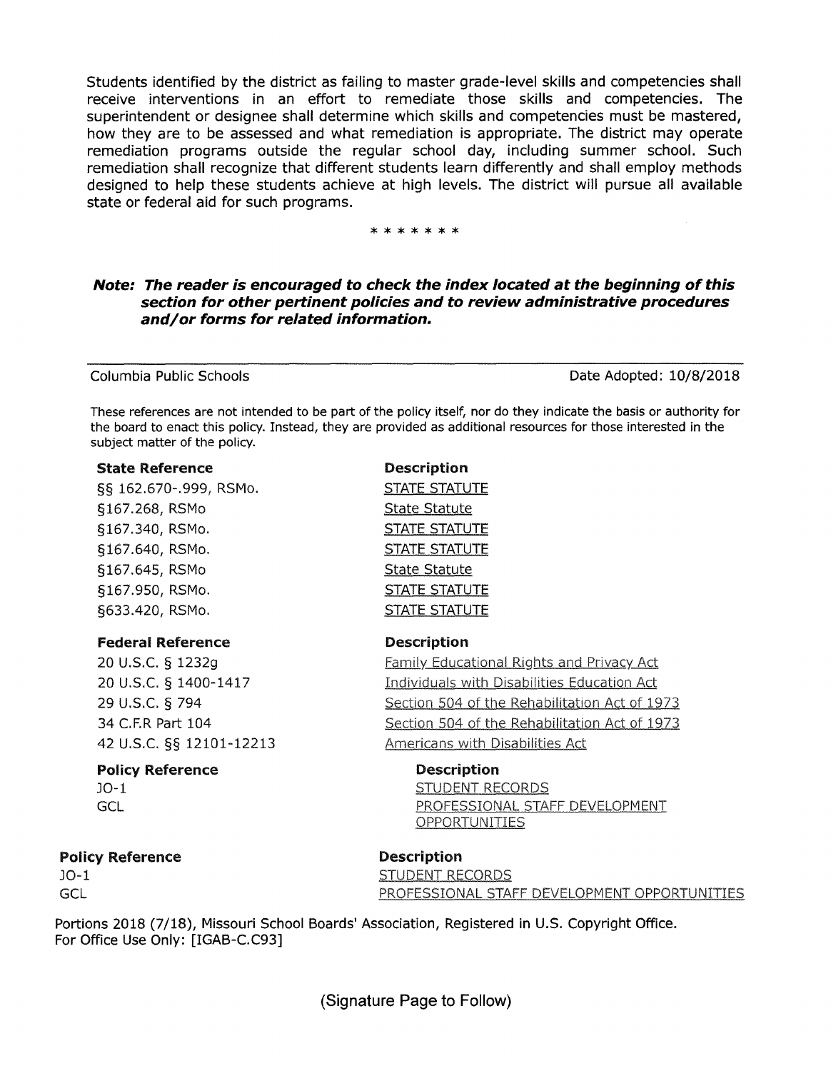Students identified by the district as failing to master grade-level skills and competencies shall receive interventions in an effort to remediate those skills and competencies. The superintendent or designee shall determine which skills and competencies must be mastered, how they are to be assessed and what remediation is appropriate. The district may operate remediation programs outside the regular school day, including summer school. Such remediation shall recognize that different students learn differently and shall employ methods designed to help these students achieve at high levels. The district will pursue all available state or federal aid for such programs.

\* \* \* \* \* \* \*

***Note: The reader is encouraged to check the index located at the beginning of this section for other pertinent policies and to review administrative procedures and/or forms for related information.***

---

Columbia Public Schools — Date Adopted: 10/8/2018

These references are not intended to be part of the policy itself, nor do they indicate the basis or authority for the board to enact this policy. Instead, they are provided as additional resources for those interested in the subject matter of the policy.

| State Reference | Description |
|---|---|
| §§ 162.670-.999, RSMo. | STATE STATUTE |
| §167.268, RSMo | State Statute |
| §167.340, RSMo. | STATE STATUTE |
| §167.640, RSMo. | STATE STATUTE |
| §167.645, RSMo | State Statute |
| §167.950, RSMo. | STATE STATUTE |
| §633.420, RSMo. | STATE STATUTE |

| Federal Reference | Description |
|---|---|
| 20 U.S.C. § 1232g | Family Educational Rights and Privacy Act |
| 20 U.S.C. § 1400-1417 | Individuals with Disabilities Education Act |
| 29 U.S.C. § 794 | Section 504 of the Rehabilitation Act of 1973 |
| 34 C.F.R Part 104 | Section 504 of the Rehabilitation Act of 1973 |
| 42 U.S.C. §§ 12101-12213 | Americans with Disabilities Act |

| Policy Reference | Description |
|---|---|
| JO-1 | STUDENT RECORDS |
| GCL | PROFESSIONAL STAFF DEVELOPMENT OPPORTUNITIES |

| Policy Reference | Description |
|---|---|
| JO-1 | STUDENT RECORDS |
| GCL | PROFESSIONAL STAFF DEVELOPMENT OPPORTUNITIES |

Portions 2018 (7/18), Missouri School Boards' Association, Registered in U.S. Copyright Office.
For Office Use Only: [IGAB-C.C93]

(Signature Page to Follow)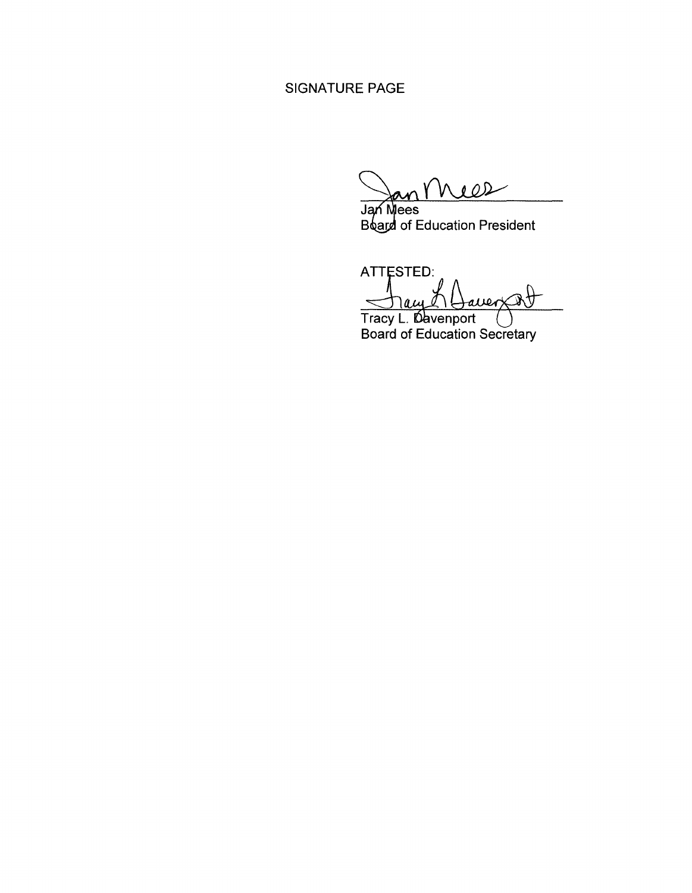SIGNATURE PAGE

Jan Mees
Board of Education President

ATTESTED:

Tracy L. Davenport
Board of Education Secretary